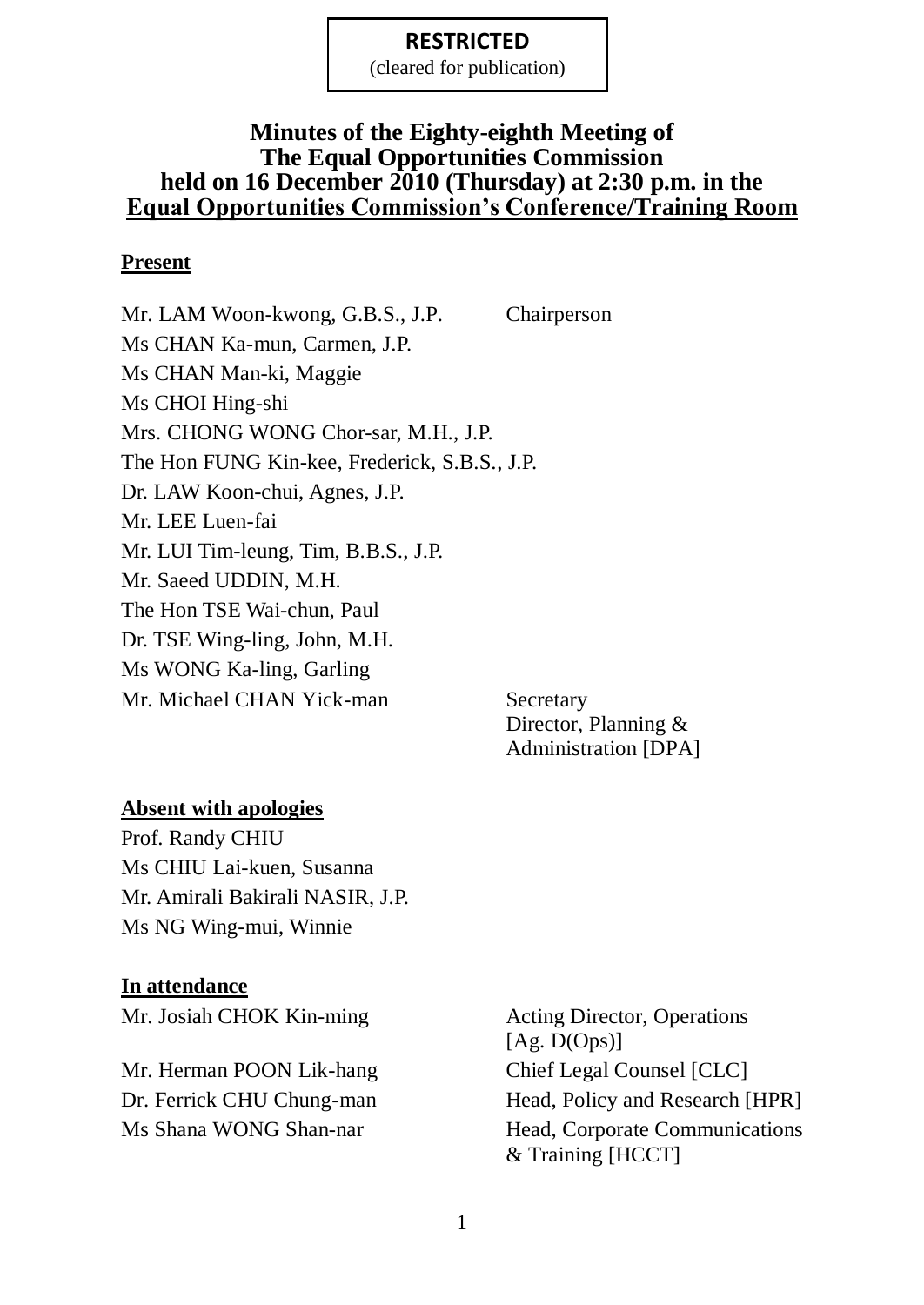**RESTRICTED**
(cleared for publication)

# Minutes of the Eighty-eighth Meeting of The Equal Opportunities Commission held on 16 December 2010 (Thursday) at 2:30 p.m. in the Equal Opportunities Commission's Conference/Training Room

## Present

| | |
|---|---|
| Mr. LAM Woon-kwong, G.B.S., J.P. | Chairperson |
| Ms CHAN Ka-mun, Carmen, J.P. | |
| Ms CHAN Man-ki, Maggie | |
| Ms CHOI Hing-shi | |
| Mrs. CHONG WONG Chor-sar, M.H., J.P. | |
| The Hon FUNG Kin-kee, Frederick, S.B.S., J.P. | |
| Dr. LAW Koon-chui, Agnes, J.P. | |
| Mr. LEE Luen-fai | |
| Mr. LUI Tim-leung, Tim, B.B.S., J.P. | |
| Mr. Saeed UDDIN, M.H. | |
| The Hon TSE Wai-chun, Paul | |
| Dr. TSE Wing-ling, John, M.H. | |
| Ms WONG Ka-ling, Garling | |
| Mr. Michael CHAN Yick-man | Secretary<br>Director, Planning & Administration [DPA] |

## Absent with apologies

Prof. Randy CHIU
Ms CHIU Lai-kuen, Susanna
Mr. Amirali Bakirali NASIR, J.P.
Ms NG Wing-mui, Winnie

## In attendance

| | |
|---|---|
| Mr. Josiah CHOK Kin-ming | Acting Director, Operations [Ag. D(Ops)] |
| Mr. Herman POON Lik-hang | Chief Legal Counsel [CLC] |
| Dr. Ferrick CHU Chung-man | Head, Policy and Research [HPR] |
| Ms Shana WONG Shan-nar | Head, Corporate Communications & Training [HCCT] |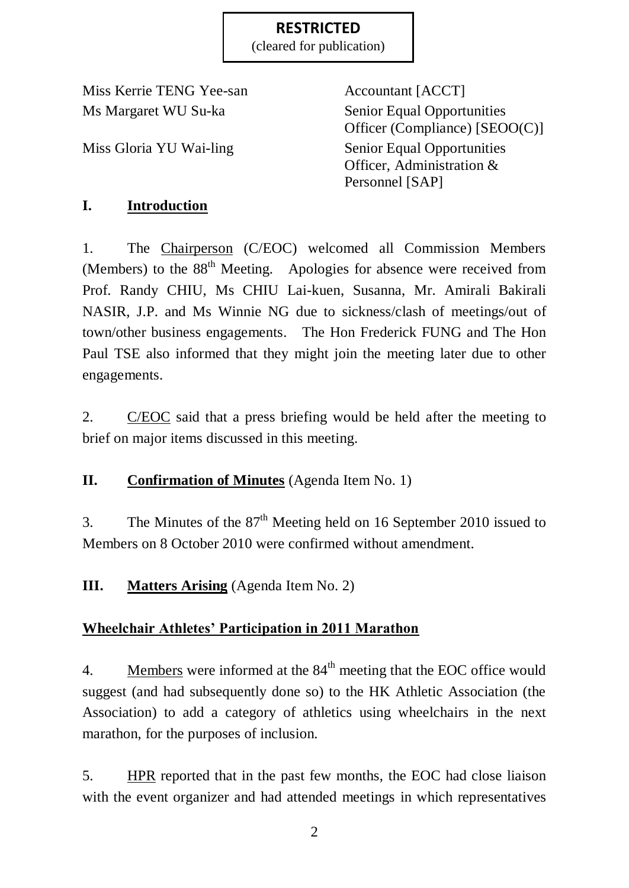**RESTRICTED**
(cleared for publication)

| | |
|---|---|
| Miss Kerrie TENG Yee-san | Accountant [ACCT] |
| Ms Margaret WU Su-ka | Senior Equal Opportunities Officer (Compliance) [SEOO(C)] |
| Miss Gloria YU Wai-ling | Senior Equal Opportunities Officer, Administration & Personnel [SAP] |

## I. Introduction

1. The Chairperson (C/EOC) welcomed all Commission Members (Members) to the 88th Meeting. Apologies for absence were received from Prof. Randy CHIU, Ms CHIU Lai-kuen, Susanna, Mr. Amirali Bakirali NASIR, J.P. and Ms Winnie NG due to sickness/clash of meetings/out of town/other business engagements. The Hon Frederick FUNG and The Hon Paul TSE also informed that they might join the meeting later due to other engagements.

2. C/EOC said that a press briefing would be held after the meeting to brief on major items discussed in this meeting.

## II. Confirmation of Minutes (Agenda Item No. 1)

3. The Minutes of the 87th Meeting held on 16 September 2010 issued to Members on 8 October 2010 were confirmed without amendment.

## III. Matters Arising (Agenda Item No. 2)

### Wheelchair Athletes' Participation in 2011 Marathon

4. Members were informed at the 84th meeting that the EOC office would suggest (and had subsequently done so) to the HK Athletic Association (the Association) to add a category of athletics using wheelchairs in the next marathon, for the purposes of inclusion.

5. HPR reported that in the past few months, the EOC had close liaison with the event organizer and had attended meetings in which representatives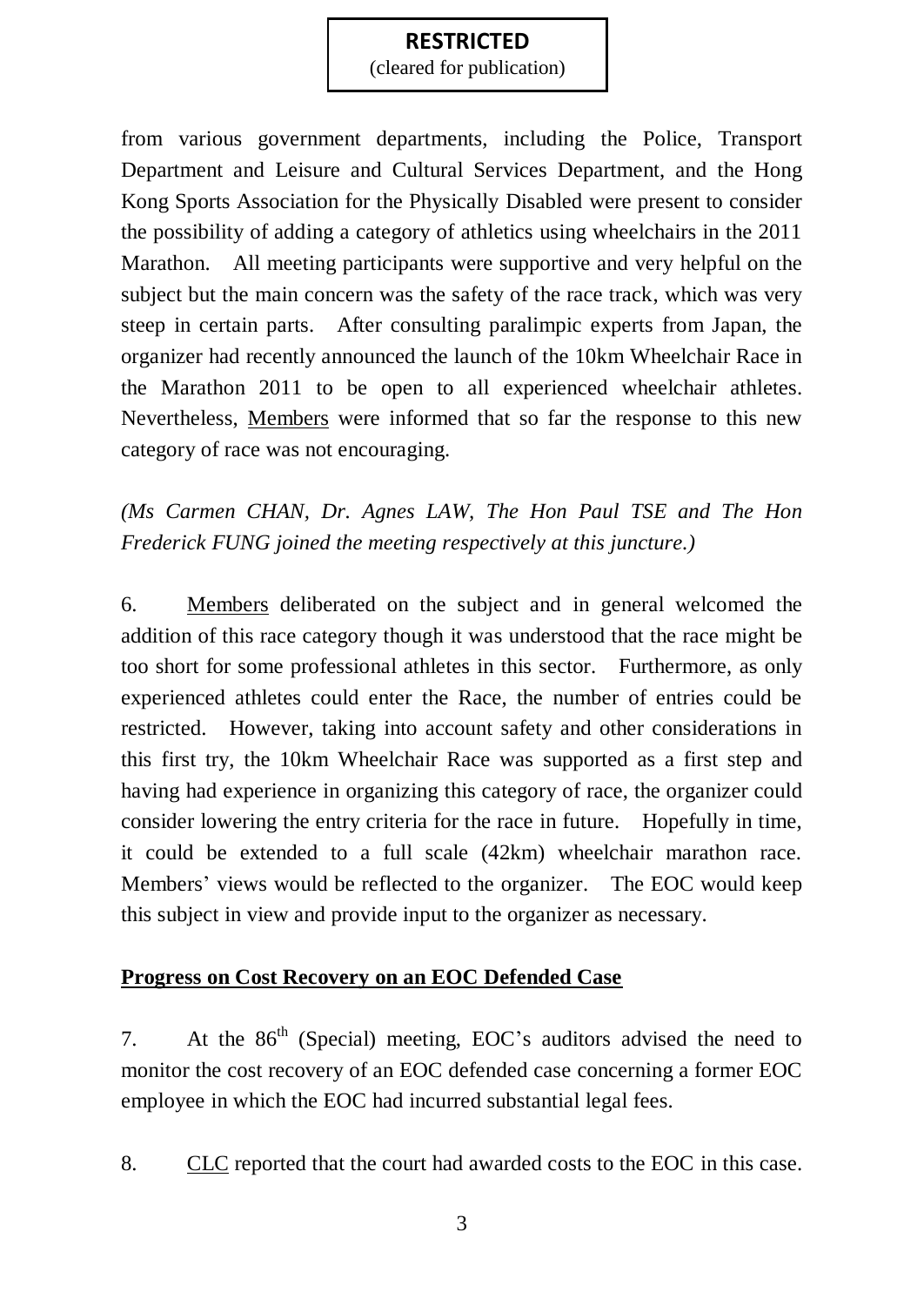**RESTRICTED**
(cleared for publication)

from various government departments, including the Police, Transport Department and Leisure and Cultural Services Department, and the Hong Kong Sports Association for the Physically Disabled were present to consider the possibility of adding a category of athletics using wheelchairs in the 2011 Marathon. All meeting participants were supportive and very helpful on the subject but the main concern was the safety of the race track, which was very steep in certain parts. After consulting paralimpic experts from Japan, the organizer had recently announced the launch of the 10km Wheelchair Race in the Marathon 2011 to be open to all experienced wheelchair athletes. Nevertheless, Members were informed that so far the response to this new category of race was not encouraging.

*(Ms Carmen CHAN, Dr. Agnes LAW, The Hon Paul TSE and The Hon Frederick FUNG joined the meeting respectively at this juncture.)*

6. Members deliberated on the subject and in general welcomed the addition of this race category though it was understood that the race might be too short for some professional athletes in this sector. Furthermore, as only experienced athletes could enter the Race, the number of entries could be restricted. However, taking into account safety and other considerations in this first try, the 10km Wheelchair Race was supported as a first step and having had experience in organizing this category of race, the organizer could consider lowering the entry criteria for the race in future. Hopefully in time, it could be extended to a full scale (42km) wheelchair marathon race. Members' views would be reflected to the organizer. The EOC would keep this subject in view and provide input to the organizer as necessary.

**Progress on Cost Recovery on an EOC Defended Case**

7. At the 86th (Special) meeting, EOC's auditors advised the need to monitor the cost recovery of an EOC defended case concerning a former EOC employee in which the EOC had incurred substantial legal fees.

8. CLC reported that the court had awarded costs to the EOC in this case.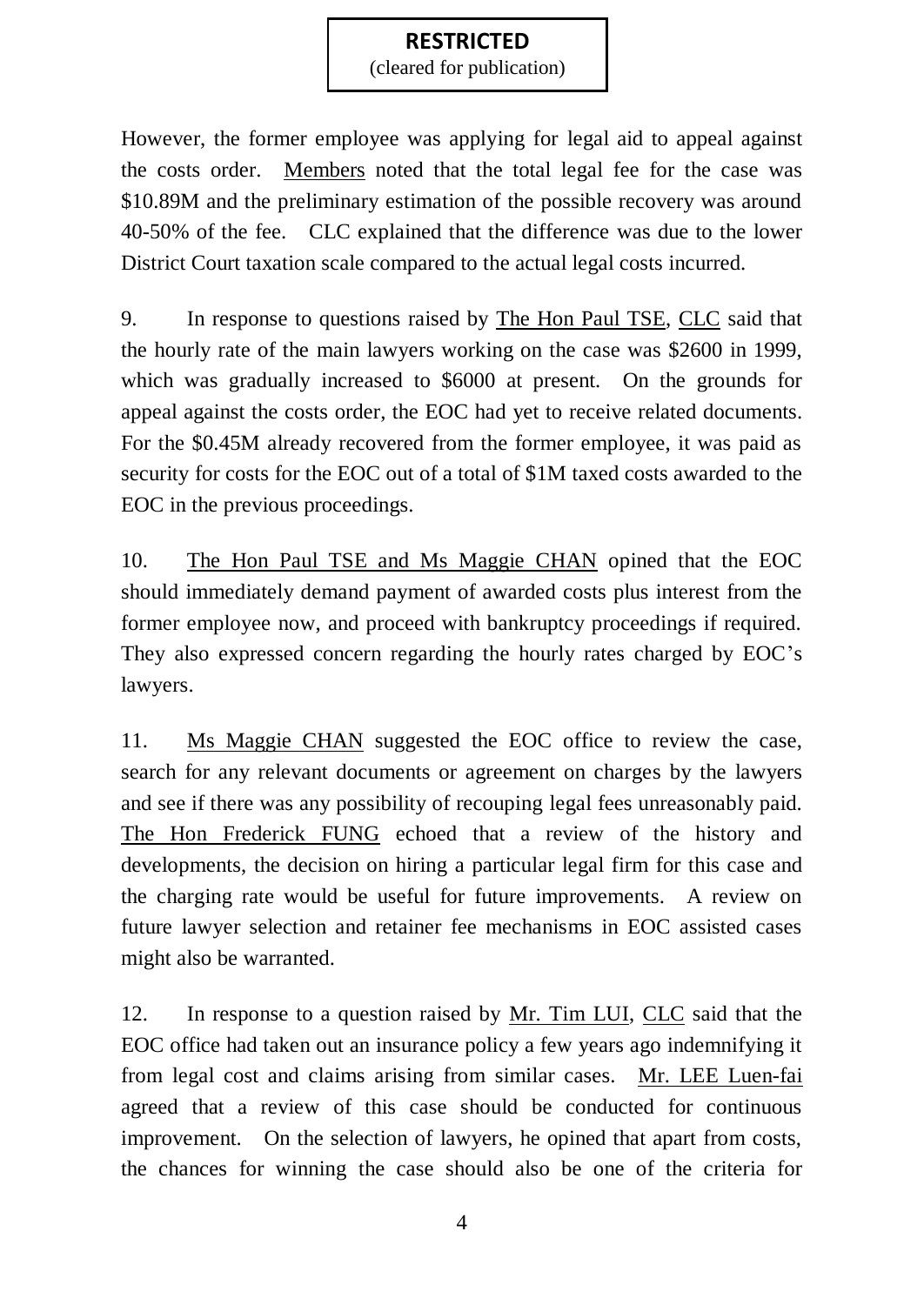However, the former employee was applying for legal aid to appeal against the costs order. Members noted that the total legal fee for the case was \$10.89M and the preliminary estimation of the possible recovery was around 40-50% of the fee. CLC explained that the difference was due to the lower District Court taxation scale compared to the actual legal costs incurred.

9. In response to questions raised by The Hon Paul TSE, CLC said that the hourly rate of the main lawyers working on the case was \$2600 in 1999, which was gradually increased to \$6000 at present. On the grounds for appeal against the costs order, the EOC had yet to receive related documents. For the \$0.45M already recovered from the former employee, it was paid as security for costs for the EOC out of a total of \$1M taxed costs awarded to the EOC in the previous proceedings.

10. The Hon Paul TSE and Ms Maggie CHAN opined that the EOC should immediately demand payment of awarded costs plus interest from the former employee now, and proceed with bankruptcy proceedings if required. They also expressed concern regarding the hourly rates charged by EOC's lawyers.

11. Ms Maggie CHAN suggested the EOC office to review the case, search for any relevant documents or agreement on charges by the lawyers and see if there was any possibility of recouping legal fees unreasonably paid. The Hon Frederick FUNG echoed that a review of the history and developments, the decision on hiring a particular legal firm for this case and the charging rate would be useful for future improvements. A review on future lawyer selection and retainer fee mechanisms in EOC assisted cases might also be warranted.

12. In response to a question raised by Mr. Tim LUI, CLC said that the EOC office had taken out an insurance policy a few years ago indemnifying it from legal cost and claims arising from similar cases. Mr. LEE Luen-fai agreed that a review of this case should be conducted for continuous improvement. On the selection of lawyers, he opined that apart from costs, the chances for winning the case should also be one of the criteria for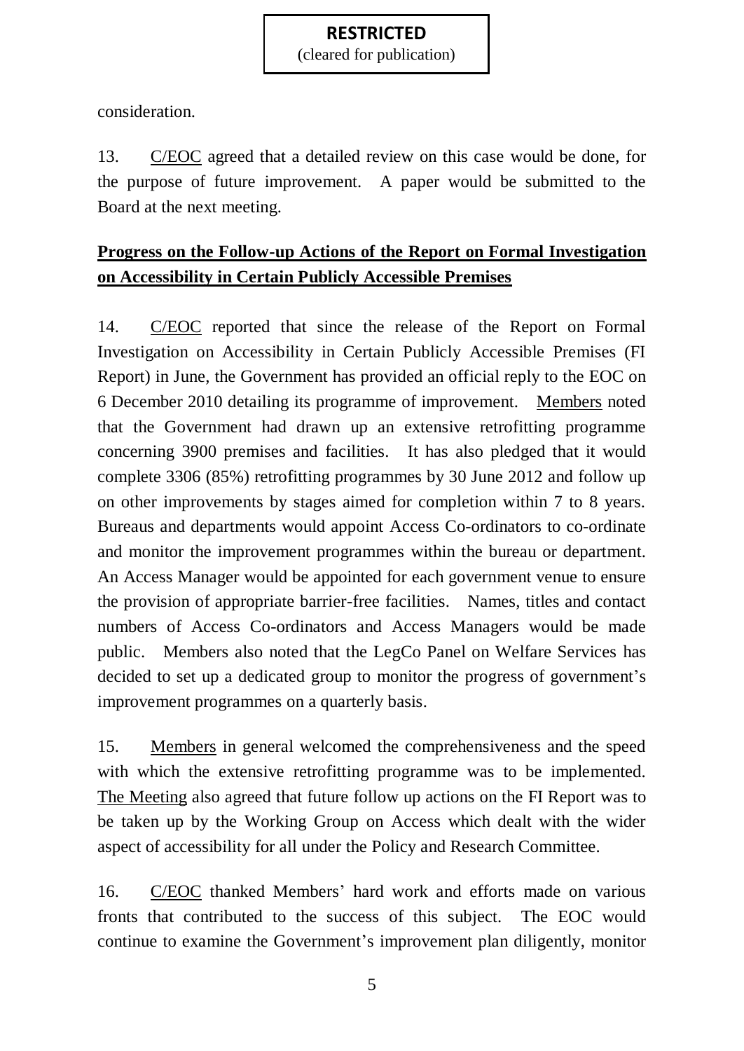consideration.

13. C/EOC agreed that a detailed review on this case would be done, for the purpose of future improvement. A paper would be submitted to the Board at the next meeting.

**Progress on the Follow-up Actions of the Report on Formal Investigation on Accessibility in Certain Publicly Accessible Premises**

14. C/EOC reported that since the release of the Report on Formal Investigation on Accessibility in Certain Publicly Accessible Premises (FI Report) in June, the Government has provided an official reply to the EOC on 6 December 2010 detailing its programme of improvement. Members noted that the Government had drawn up an extensive retrofitting programme concerning 3900 premises and facilities. It has also pledged that it would complete 3306 (85%) retrofitting programmes by 30 June 2012 and follow up on other improvements by stages aimed for completion within 7 to 8 years. Bureaus and departments would appoint Access Co-ordinators to co-ordinate and monitor the improvement programmes within the bureau or department. An Access Manager would be appointed for each government venue to ensure the provision of appropriate barrier-free facilities. Names, titles and contact numbers of Access Co-ordinators and Access Managers would be made public. Members also noted that the LegCo Panel on Welfare Services has decided to set up a dedicated group to monitor the progress of government's improvement programmes on a quarterly basis.

15. Members in general welcomed the comprehensiveness and the speed with which the extensive retrofitting programme was to be implemented. The Meeting also agreed that future follow up actions on the FI Report was to be taken up by the Working Group on Access which dealt with the wider aspect of accessibility for all under the Policy and Research Committee.

16. C/EOC thanked Members' hard work and efforts made on various fronts that contributed to the success of this subject. The EOC would continue to examine the Government's improvement plan diligently, monitor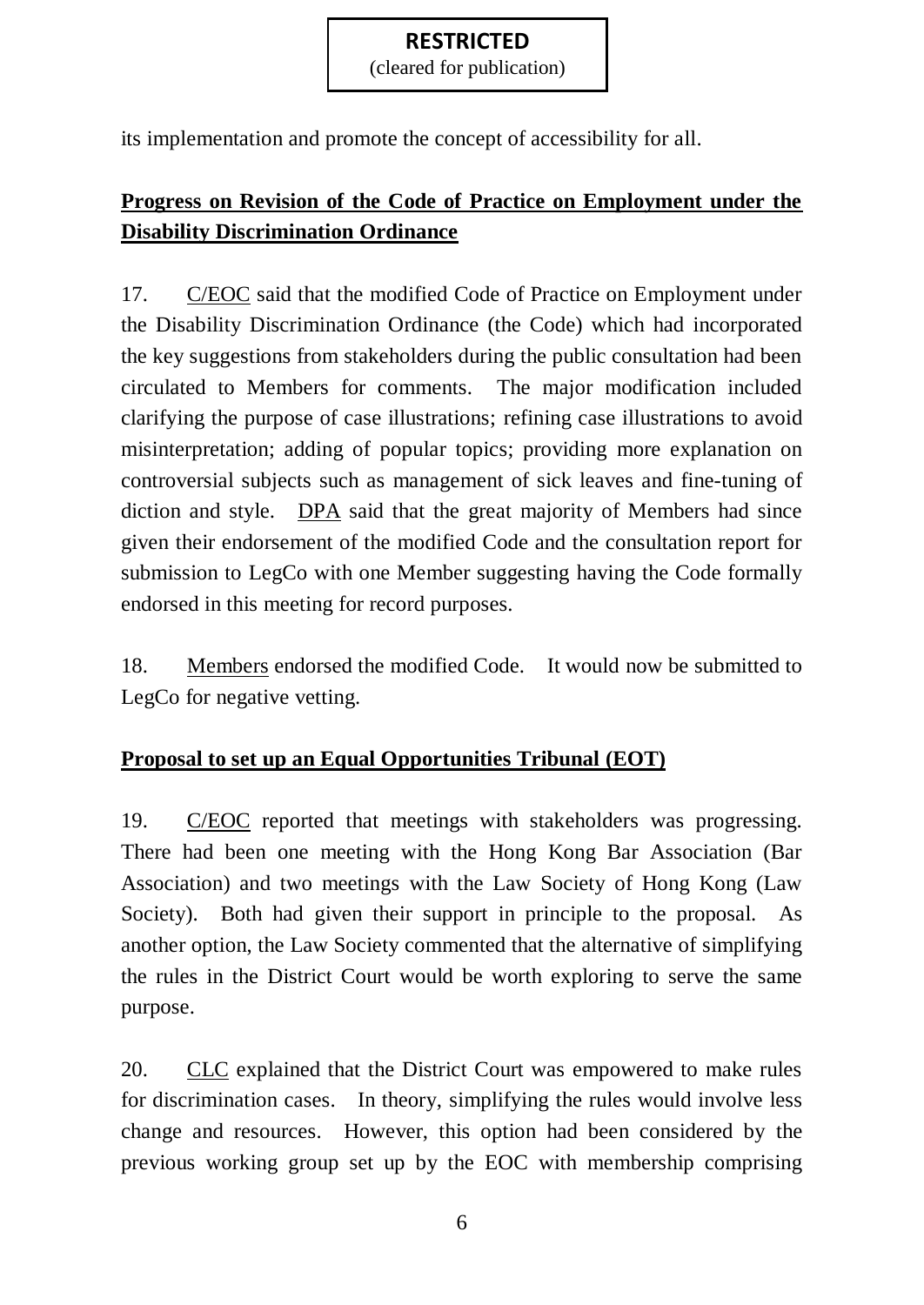its implementation and promote the concept of accessibility for all.

**Progress on Revision of the Code of Practice on Employment under the Disability Discrimination Ordinance**

17. C/EOC said that the modified Code of Practice on Employment under the Disability Discrimination Ordinance (the Code) which had incorporated the key suggestions from stakeholders during the public consultation had been circulated to Members for comments. The major modification included clarifying the purpose of case illustrations; refining case illustrations to avoid misinterpretation; adding of popular topics; providing more explanation on controversial subjects such as management of sick leaves and fine-tuning of diction and style. DPA said that the great majority of Members had since given their endorsement of the modified Code and the consultation report for submission to LegCo with one Member suggesting having the Code formally endorsed in this meeting for record purposes.

18. Members endorsed the modified Code. It would now be submitted to LegCo for negative vetting.

**Proposal to set up an Equal Opportunities Tribunal (EOT)**

19. C/EOC reported that meetings with stakeholders was progressing. There had been one meeting with the Hong Kong Bar Association (Bar Association) and two meetings with the Law Society of Hong Kong (Law Society). Both had given their support in principle to the proposal. As another option, the Law Society commented that the alternative of simplifying the rules in the District Court would be worth exploring to serve the same purpose.

20. CLC explained that the District Court was empowered to make rules for discrimination cases. In theory, simplifying the rules would involve less change and resources. However, this option had been considered by the previous working group set up by the EOC with membership comprising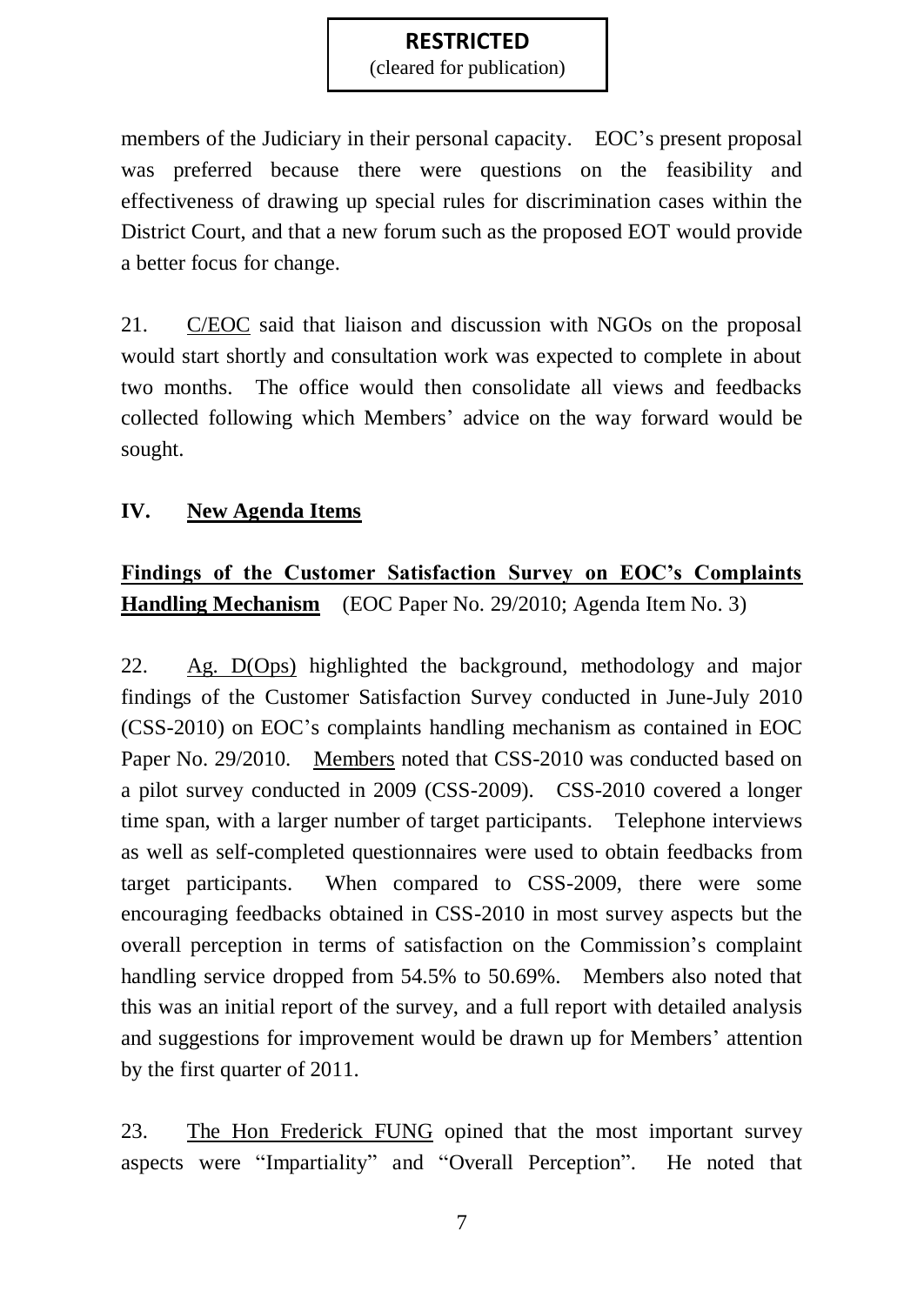members of the Judiciary in their personal capacity. EOC's present proposal was preferred because there were questions on the feasibility and effectiveness of drawing up special rules for discrimination cases within the District Court, and that a new forum such as the proposed EOT would provide a better focus for change.

21. C/EOC said that liaison and discussion with NGOs on the proposal would start shortly and consultation work was expected to complete in about two months. The office would then consolidate all views and feedbacks collected following which Members' advice on the way forward would be sought.

## IV. New Agenda Items

### Findings of the Customer Satisfaction Survey on EOC's Complaints Handling Mechanism (EOC Paper No. 29/2010; Agenda Item No. 3)

22. Ag. D(Ops) highlighted the background, methodology and major findings of the Customer Satisfaction Survey conducted in June-July 2010 (CSS-2010) on EOC's complaints handling mechanism as contained in EOC Paper No. 29/2010. Members noted that CSS-2010 was conducted based on a pilot survey conducted in 2009 (CSS-2009). CSS-2010 covered a longer time span, with a larger number of target participants. Telephone interviews as well as self-completed questionnaires were used to obtain feedbacks from target participants. When compared to CSS-2009, there were some encouraging feedbacks obtained in CSS-2010 in most survey aspects but the overall perception in terms of satisfaction on the Commission's complaint handling service dropped from 54.5% to 50.69%. Members also noted that this was an initial report of the survey, and a full report with detailed analysis and suggestions for improvement would be drawn up for Members' attention by the first quarter of 2011.

23. The Hon Frederick FUNG opined that the most important survey aspects were "Impartiality" and "Overall Perception". He noted that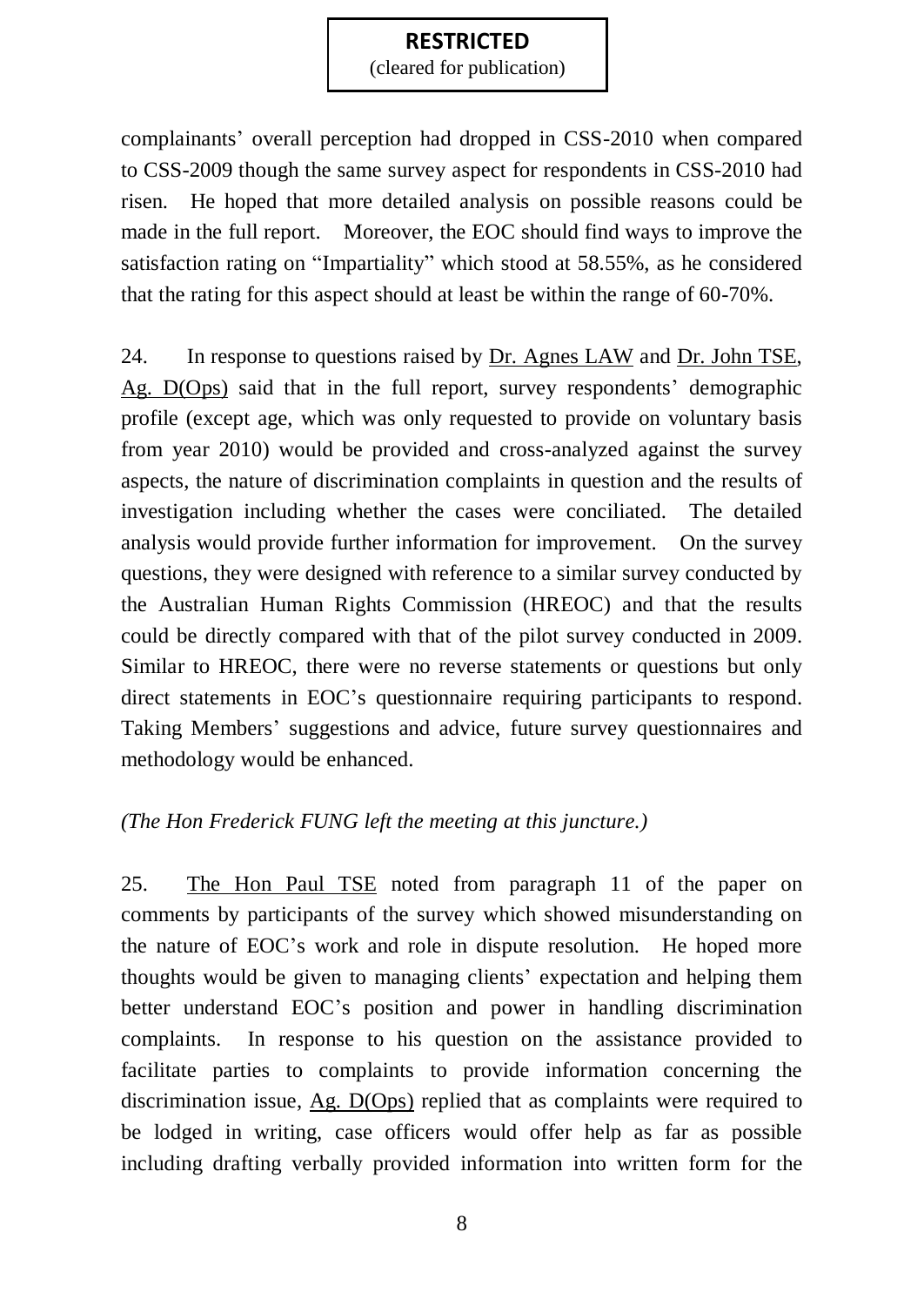complainants' overall perception had dropped in CSS-2010 when compared to CSS-2009 though the same survey aspect for respondents in CSS-2010 had risen. He hoped that more detailed analysis on possible reasons could be made in the full report. Moreover, the EOC should find ways to improve the satisfaction rating on "Impartiality" which stood at 58.55%, as he considered that the rating for this aspect should at least be within the range of 60-70%.

24. In response to questions raised by <u>Dr. Agnes LAW</u> and <u>Dr. John TSE</u>, <u>Ag. D(Ops)</u> said that in the full report, survey respondents' demographic profile (except age, which was only requested to provide on voluntary basis from year 2010) would be provided and cross-analyzed against the survey aspects, the nature of discrimination complaints in question and the results of investigation including whether the cases were conciliated. The detailed analysis would provide further information for improvement. On the survey questions, they were designed with reference to a similar survey conducted by the Australian Human Rights Commission (HREOC) and that the results could be directly compared with that of the pilot survey conducted in 2009. Similar to HREOC, there were no reverse statements or questions but only direct statements in EOC's questionnaire requiring participants to respond. Taking Members' suggestions and advice, future survey questionnaires and methodology would be enhanced.

*(The Hon Frederick FUNG left the meeting at this juncture.)*

25. <u>The Hon Paul TSE</u> noted from paragraph 11 of the paper on comments by participants of the survey which showed misunderstanding on the nature of EOC's work and role in dispute resolution. He hoped more thoughts would be given to managing clients' expectation and helping them better understand EOC's position and power in handling discrimination complaints. In response to his question on the assistance provided to facilitate parties to complaints to provide information concerning the discrimination issue, <u>Ag. D(Ops)</u> replied that as complaints were required to be lodged in writing, case officers would offer help as far as possible including drafting verbally provided information into written form for the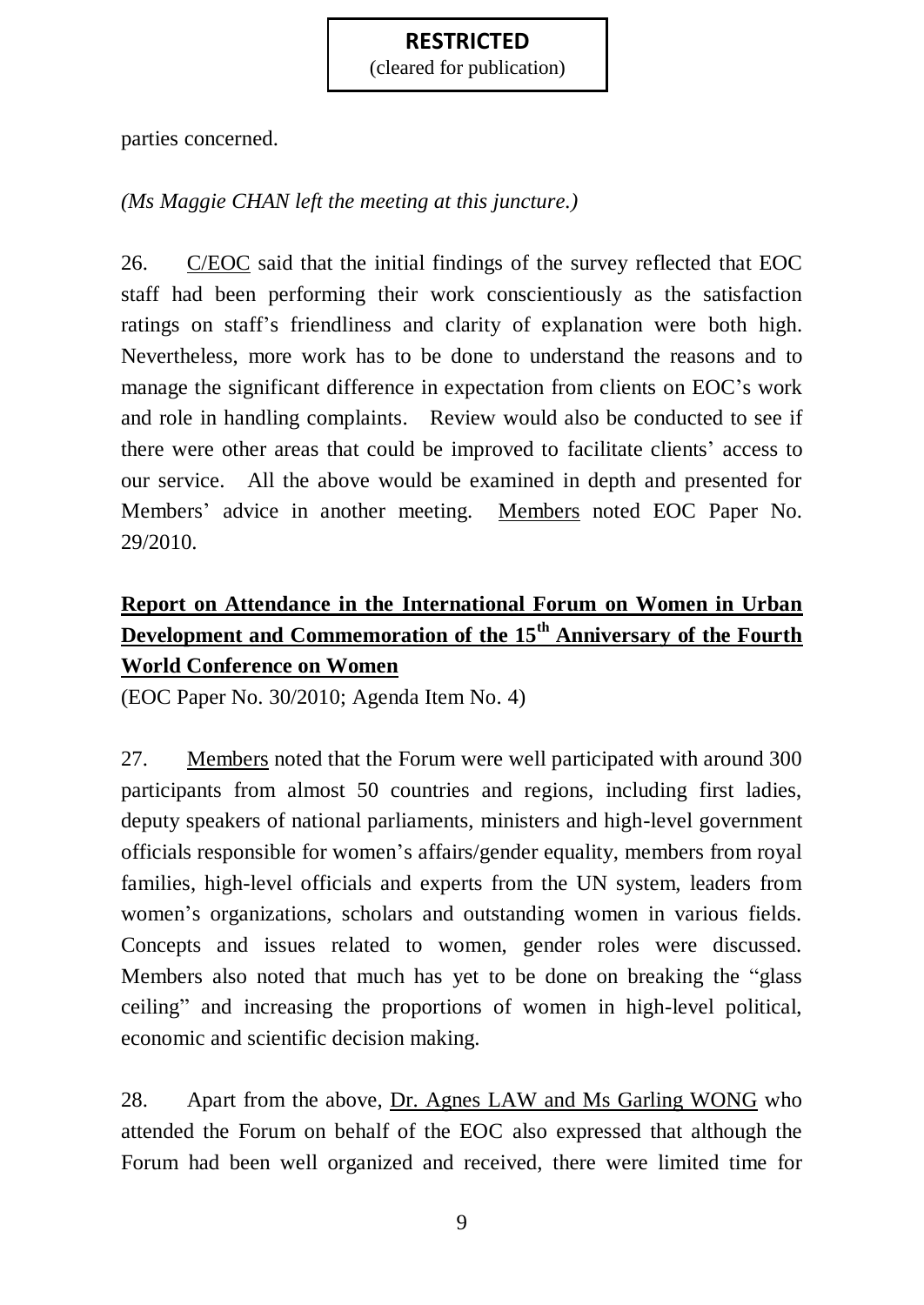parties concerned.

*(Ms Maggie CHAN left the meeting at this juncture.)*

26. C/EOC said that the initial findings of the survey reflected that EOC staff had been performing their work conscientiously as the satisfaction ratings on staff's friendliness and clarity of explanation were both high. Nevertheless, more work has to be done to understand the reasons and to manage the significant difference in expectation from clients on EOC's work and role in handling complaints. Review would also be conducted to see if there were other areas that could be improved to facilitate clients' access to our service. All the above would be examined in depth and presented for Members' advice in another meeting. Members noted EOC Paper No. 29/2010.

**Report on Attendance in the International Forum on Women in Urban Development and Commemoration of the 15th Anniversary of the Fourth World Conference on Women**

(EOC Paper No. 30/2010; Agenda Item No. 4)

27. Members noted that the Forum were well participated with around 300 participants from almost 50 countries and regions, including first ladies, deputy speakers of national parliaments, ministers and high-level government officials responsible for women's affairs/gender equality, members from royal families, high-level officials and experts from the UN system, leaders from women's organizations, scholars and outstanding women in various fields. Concepts and issues related to women, gender roles were discussed. Members also noted that much has yet to be done on breaking the "glass ceiling" and increasing the proportions of women in high-level political, economic and scientific decision making.

28. Apart from the above, Dr. Agnes LAW and Ms Garling WONG who attended the Forum on behalf of the EOC also expressed that although the Forum had been well organized and received, there were limited time for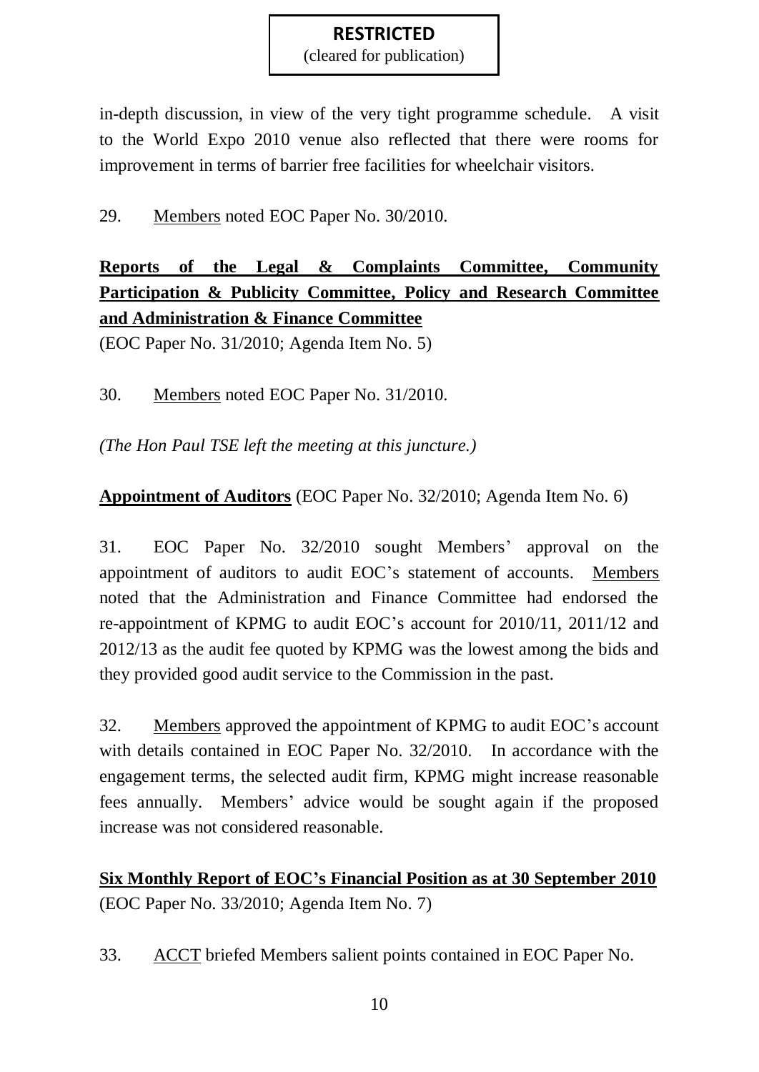in-depth discussion, in view of the very tight programme schedule. A visit to the World Expo 2010 venue also reflected that there were rooms for improvement in terms of barrier free facilities for wheelchair visitors.

29. Members noted EOC Paper No. 30/2010.

**Reports of the Legal & Complaints Committee, Community Participation & Publicity Committee, Policy and Research Committee and Administration & Finance Committee**
(EOC Paper No. 31/2010; Agenda Item No. 5)

30. Members noted EOC Paper No. 31/2010.

*(The Hon Paul TSE left the meeting at this juncture.)*

**Appointment of Auditors** (EOC Paper No. 32/2010; Agenda Item No. 6)

31. EOC Paper No. 32/2010 sought Members' approval on the appointment of auditors to audit EOC's statement of accounts. Members noted that the Administration and Finance Committee had endorsed the re-appointment of KPMG to audit EOC's account for 2010/11, 2011/12 and 2012/13 as the audit fee quoted by KPMG was the lowest among the bids and they provided good audit service to the Commission in the past.

32. Members approved the appointment of KPMG to audit EOC's account with details contained in EOC Paper No. 32/2010. In accordance with the engagement terms, the selected audit firm, KPMG might increase reasonable fees annually. Members' advice would be sought again if the proposed increase was not considered reasonable.

**Six Monthly Report of EOC's Financial Position as at 30 September 2010**
(EOC Paper No. 33/2010; Agenda Item No. 7)

33. ACCT briefed Members salient points contained in EOC Paper No.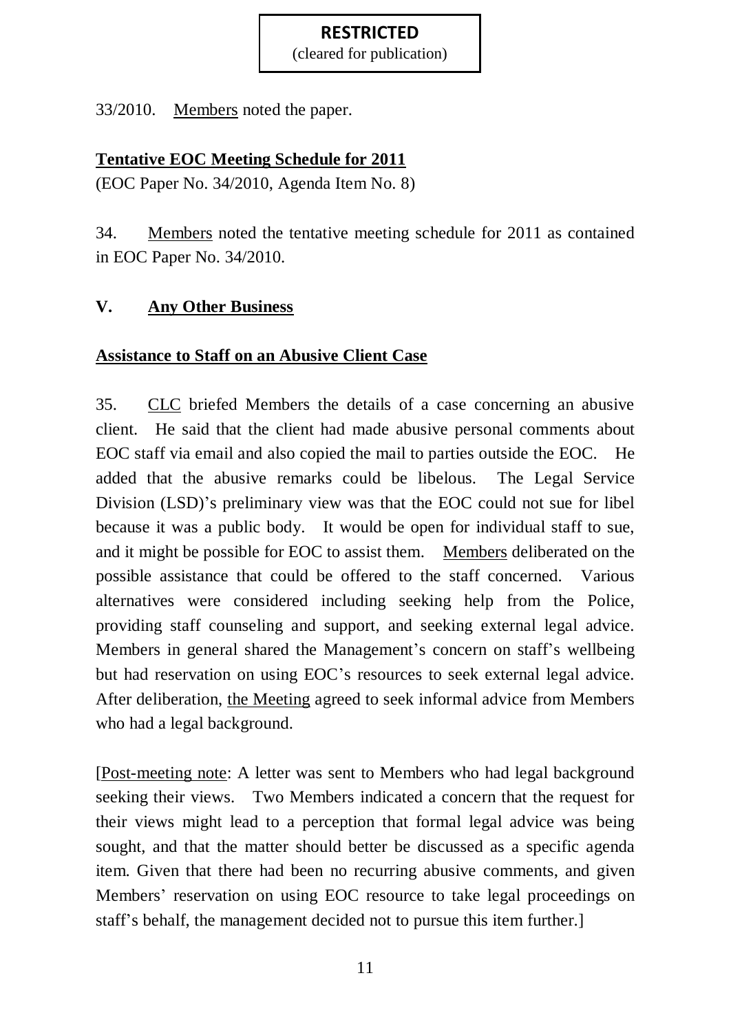**RESTRICTED**
(cleared for publication)

33/2010. Members noted the paper.

**Tentative EOC Meeting Schedule for 2011**

(EOC Paper No. 34/2010, Agenda Item No. 8)

34. Members noted the tentative meeting schedule for 2011 as contained in EOC Paper No. 34/2010.

## V. Any Other Business

**Assistance to Staff on an Abusive Client Case**

35. CLC briefed Members the details of a case concerning an abusive client. He said that the client had made abusive personal comments about EOC staff via email and also copied the mail to parties outside the EOC. He added that the abusive remarks could be libelous. The Legal Service Division (LSD)'s preliminary view was that the EOC could not sue for libel because it was a public body. It would be open for individual staff to sue, and it might be possible for EOC to assist them. Members deliberated on the possible assistance that could be offered to the staff concerned. Various alternatives were considered including seeking help from the Police, providing staff counseling and support, and seeking external legal advice. Members in general shared the Management's concern on staff's wellbeing but had reservation on using EOC's resources to seek external legal advice. After deliberation, the Meeting agreed to seek informal advice from Members who had a legal background.

[Post-meeting note: A letter was sent to Members who had legal background seeking their views. Two Members indicated a concern that the request for their views might lead to a perception that formal legal advice was being sought, and that the matter should better be discussed as a specific agenda item. Given that there had been no recurring abusive comments, and given Members' reservation on using EOC resource to take legal proceedings on staff's behalf, the management decided not to pursue this item further.]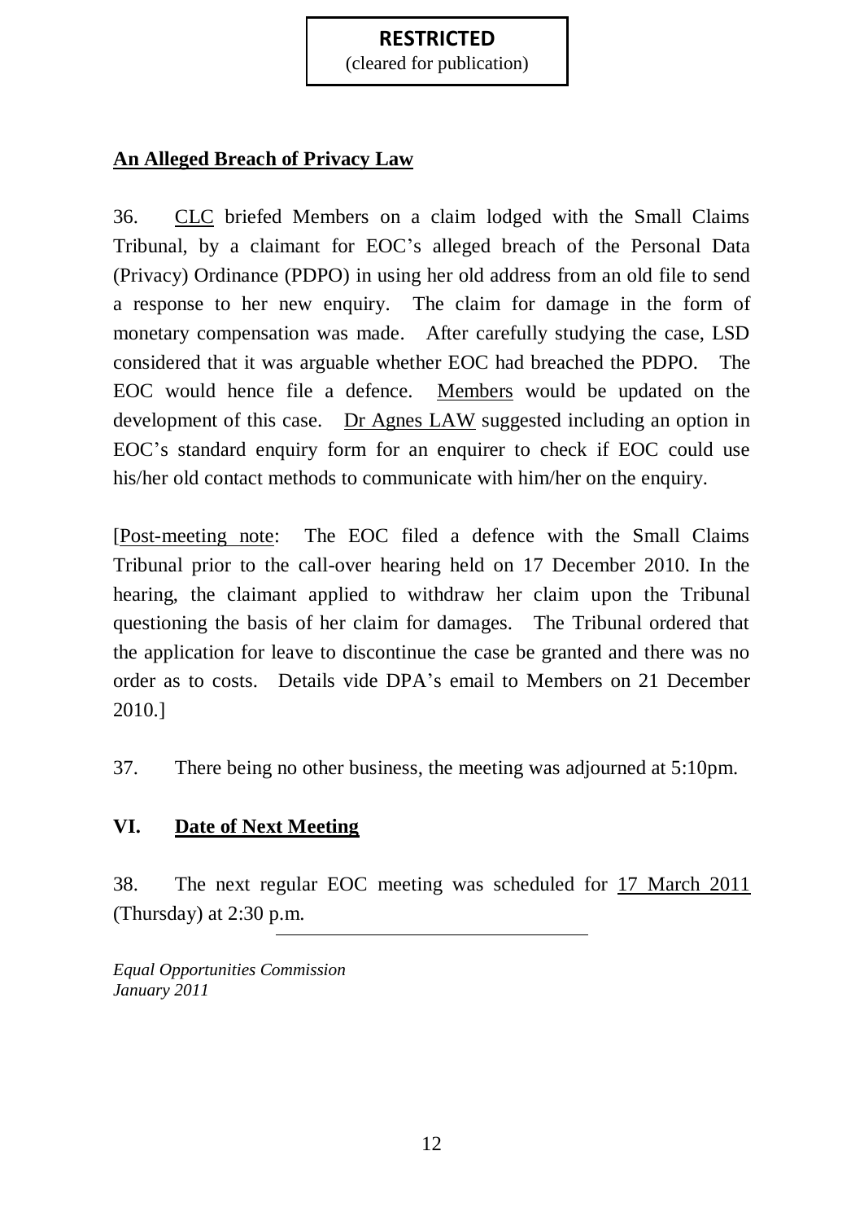**RESTRICTED**
(cleared for publication)

**An Alleged Breach of Privacy Law**

36. CLC briefed Members on a claim lodged with the Small Claims Tribunal, by a claimant for EOC's alleged breach of the Personal Data (Privacy) Ordinance (PDPO) in using her old address from an old file to send a response to her new enquiry. The claim for damage in the form of monetary compensation was made. After carefully studying the case, LSD considered that it was arguable whether EOC had breached the PDPO. The EOC would hence file a defence. Members would be updated on the development of this case. Dr Agnes LAW suggested including an option in EOC's standard enquiry form for an enquirer to check if EOC could use his/her old contact methods to communicate with him/her on the enquiry.

[Post-meeting note: The EOC filed a defence with the Small Claims Tribunal prior to the call-over hearing held on 17 December 2010. In the hearing, the claimant applied to withdraw her claim upon the Tribunal questioning the basis of her claim for damages. The Tribunal ordered that the application for leave to discontinue the case be granted and there was no order as to costs. Details vide DPA's email to Members on 21 December 2010.]

37. There being no other business, the meeting was adjourned at 5:10pm.

## VI. Date of Next Meeting

38. The next regular EOC meeting was scheduled for 17 March 2011 (Thursday) at 2:30 p.m.

---

*Equal Opportunities Commission*
*January 2011*